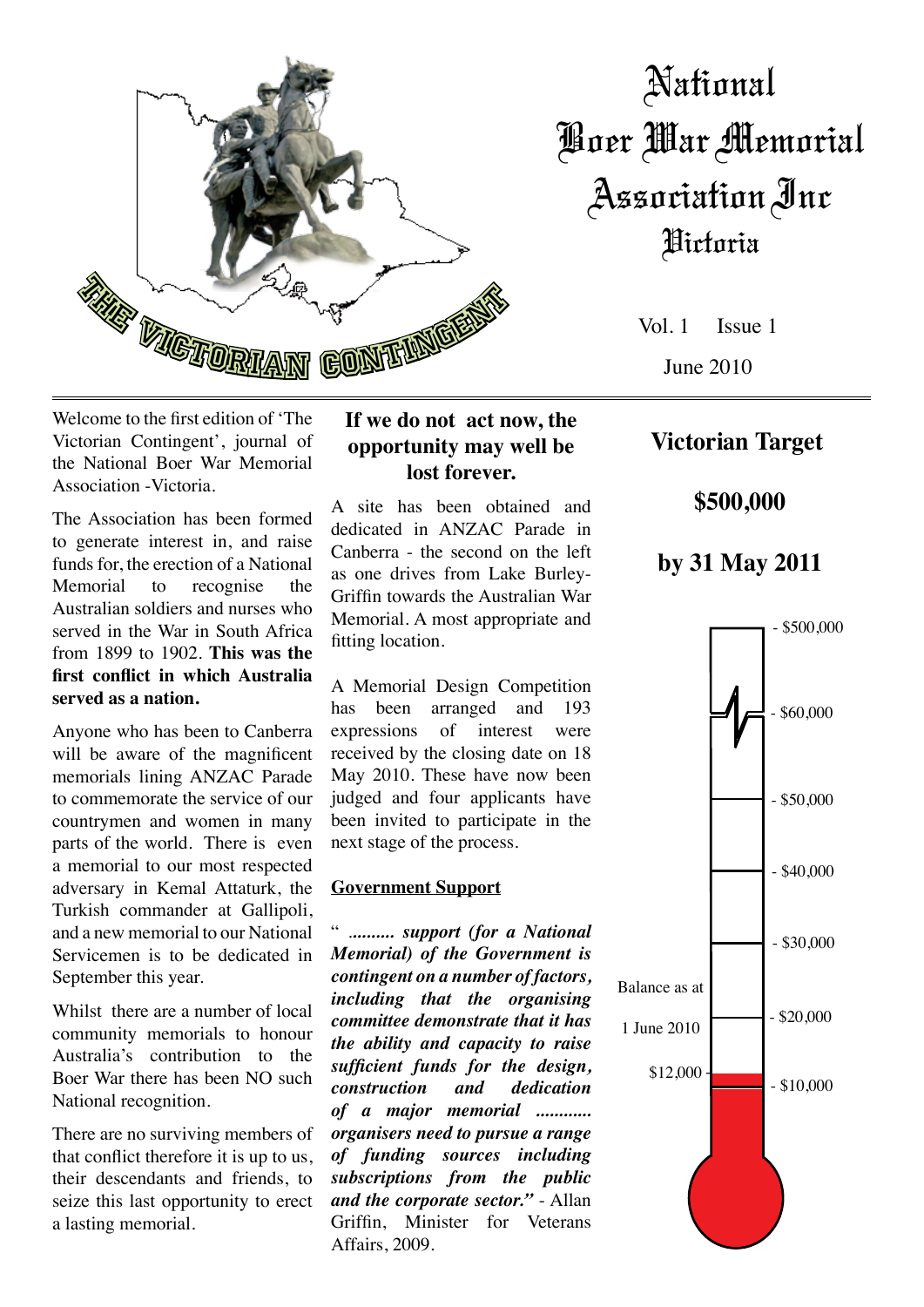# National Boer War Memorial Association Inc

## Victoria

THE VICTORIAN CONTINGENT

Vol. 1 Issue 1

June 2010

Welcome to the first edition of 'The Victorian Contingent', journal of the National Boer War Memorial Association -Victoria.

The Association has been formed to generate interest in, and raise funds for, the erection of a National Memorial to recognise the Australian soldiers and nurses who served in the War in South Africa from 1899 to 1902. **This was the first conflict in which Australia served as a nation.**

Anyone who has been to Canberra will be aware of the magnificent memorials lining ANZAC Parade to commemorate the service of our countrymen and women in many parts of the world. There is even a memorial to our most respected adversary in Kemal Attaturk, the Turkish commander at Gallipoli, and a new memorial to our National Servicemen is to be dedicated in September this year.

Whilst there are a number of local community memorials to honour Australia's contribution to the Boer War there has been NO such National recognition.

There are no surviving members of that conflict therefore it is up to us, their descendants and friends, to seize this last opportunity to erect a lasting memorial.

### If we do not act now, the opportunity may well be lost forever.

A site has been obtained and dedicated in ANZAC Parade in Canberra - the second on the left as one drives from Lake Burley-Griffin towards the Australian War Memorial. A most appropriate and fitting location.

A Memorial Design Competition has been arranged and 193 expressions of interest were received by the closing date on 18 May 2010. These have now been judged and four applicants have been invited to participate in the next stage of the process.

**Government Support**

" *.......... **support (for a National Memorial) of the Government is contingent on a number of factors, including that the organising committee demonstrate that it has the ability and capacity to raise sufficient funds for the design, construction and dedication of a major memorial ........... organisers need to pursue a range of funding sources including subscriptions from the public and the corporate sector."*** - Allan Griffin, Minister for Veterans Affairs, 2009.

## Victorian Target

## $500,000

## by 31 May 2011

- $500,000
- $60,000
- $50,000
- $40,000
- $30,000
- $20,000
- $10,000

Balance as at 1 June 2010: $12,000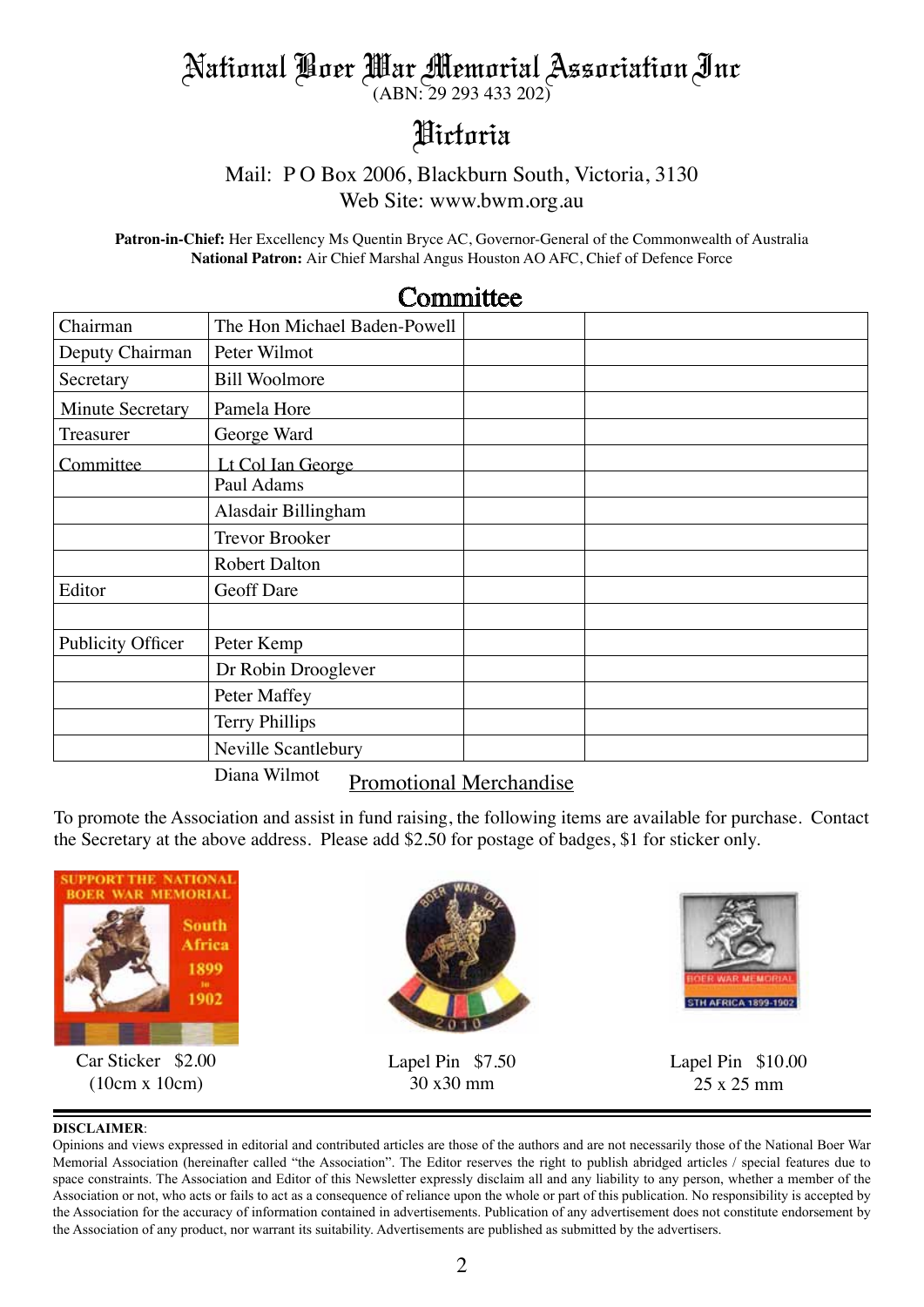# National Boer War Memorial Association Inc

(ABN: 29 293 433 202)

## Victoria

Mail: P O Box 2006, Blackburn South, Victoria, 3130

Web Site: www.bwm.org.au

**Patron-in-Chief:** Her Excellency Ms Quentin Bryce AC, Governor-General of the Commonwealth of Australia

**National Patron:** Air Chief Marshal Angus Houston AO AFC, Chief of Defence Force

## Committee

| | | | |
|---|---|---|---|
| Chairman | The Hon Michael Baden-Powell | | |
| Deputy Chairman | Peter Wilmot | | |
| Secretary | Bill Woolmore | | |
| Minute Secretary | Pamela Hore | | |
| Treasurer | George Ward | | |
| Committee | Lt Col Ian George | | |
| | Paul Adams | | |
| | Alasdair Billingham | | |
| | Trevor Brooker | | |
| | Robert Dalton | | |
| Editor | Geoff Dare | | |
| | | | |
| Publicity Officer | Peter Kemp | | |
| | Dr Robin Drooglever | | |
| | Peter Maffey | | |
| | Terry Phillips | | |
| | Neville Scantlebury | | |
| | Diana Wilmot | | |

## Promotional Merchandise

To promote the Association and assist in fund raising, the following items are available for purchase. Contact the Secretary at the above address. Please add $2.50 for postage of badges, $1 for sticker only.

Car Sticker $2.00 (10cm x 10cm)

Lapel Pin $7.50 30 x30 mm

Lapel Pin $10.00 25 x 25 mm

**DISCLAIMER**:

Opinions and views expressed in editorial and contributed articles are those of the authors and are not necessarily those of the National Boer War Memorial Association (hereinafter called "the Association". The Editor reserves the right to publish abridged articles / special features due to space constraints. The Association and Editor of this Newsletter expressly disclaim all and any liability to any person, whether a member of the Association or not, who acts or fails to act as a consequence of reliance upon the whole or part of this publication. No responsibility is accepted by the Association for the accuracy of information contained in advertisements. Publication of any advertisement does not constitute endorsement by the Association of any product, nor warrant its suitability. Advertisements are published as submitted by the advertisers.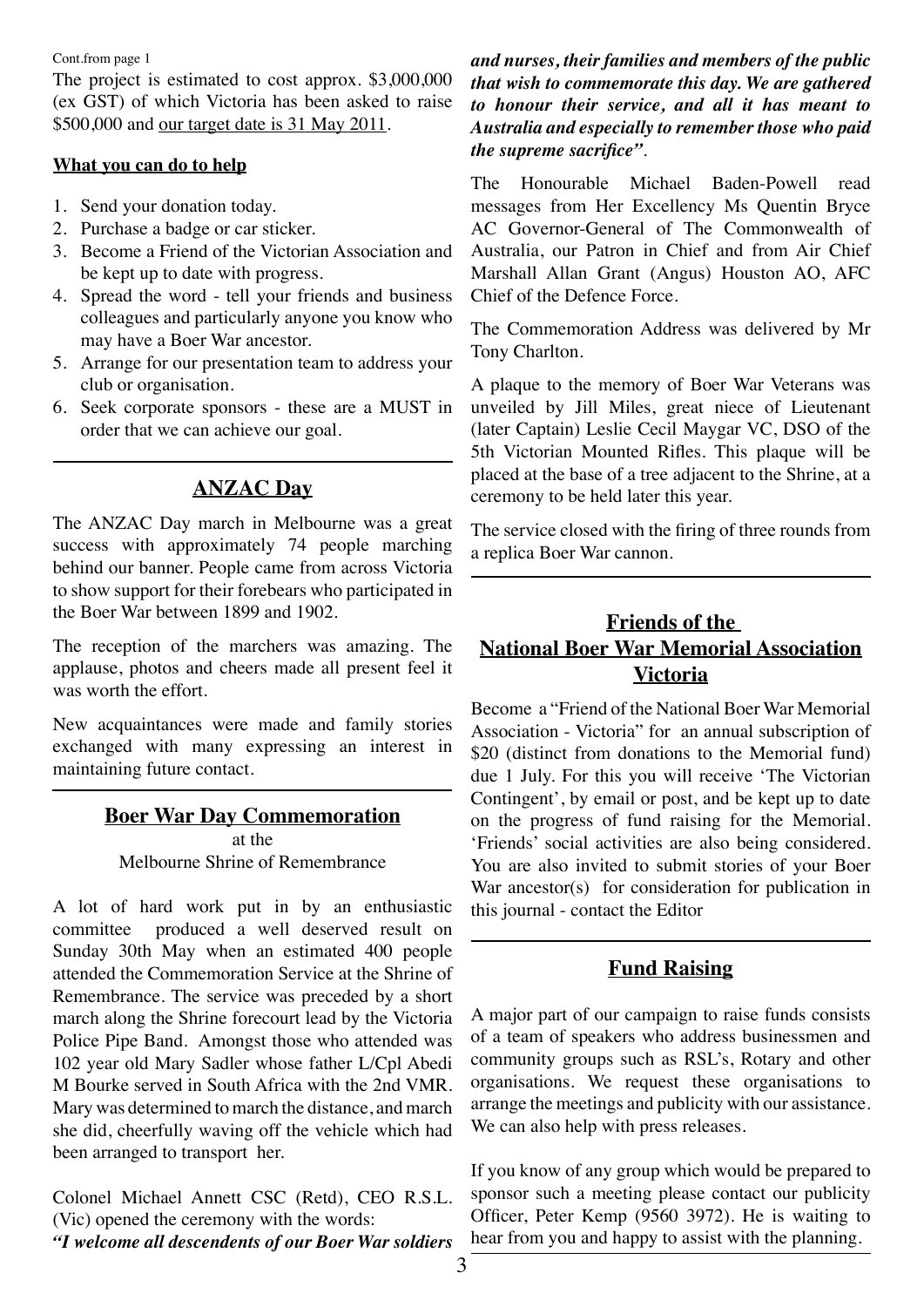Cont.from page 1

The project is estimated to cost approx. $3,000,000 (ex GST) of which Victoria has been asked to raise $500,000 and our target date is 31 May 2011.

**What you can do to help**

1. Send your donation today.
2. Purchase a badge or car sticker.
3. Become a Friend of the Victorian Association and be kept up to date with progress.
4. Spread the word - tell your friends and business colleagues and particularly anyone you know who may have a Boer War ancestor.
5. Arrange for our presentation team to address your club or organisation.
6. Seek corporate sponsors - these are a MUST in order that we can achieve our goal.

## ANZAC Day

The ANZAC Day march in Melbourne was a great success with approximately 74 people marching behind our banner. People came from across Victoria to show support for their forebears who participated in the Boer War between 1899 and 1902.

The reception of the marchers was amazing. The applause, photos and cheers made all present feel it was worth the effort.

New acquaintances were made and family stories exchanged with many expressing an interest in maintaining future contact.

## Boer War Day Commemoration

at the
Melbourne Shrine of Remembrance

A lot of hard work put in by an enthusiastic committee produced a well deserved result on Sunday 30th May when an estimated 400 people attended the Commemoration Service at the Shrine of Remembrance. The service was preceded by a short march along the Shrine forecourt lead by the Victoria Police Pipe Band. Amongst those who attended was 102 year old Mary Sadler whose father L/Cpl Abedi M Bourke served in South Africa with the 2nd VMR. Mary was determined to march the distance, and march she did, cheerfully waving off the vehicle which had been arranged to transport her.

Colonel Michael Annett CSC (Retd), CEO R.S.L. (Vic) opened the ceremony with the words:

***"I welcome all descendents of our Boer War soldiers and nurses, their families and members of the public that wish to commemorate this day. We are gathered to honour their service, and all it has meant to Australia and especially to remember those who paid the supreme sacrifice"***.

The Honourable Michael Baden-Powell read messages from Her Excellency Ms Quentin Bryce AC Governor-General of The Commonwealth of Australia, our Patron in Chief and from Air Chief Marshall Allan Grant (Angus) Houston AO, AFC Chief of the Defence Force.

The Commemoration Address was delivered by Mr Tony Charlton.

A plaque to the memory of Boer War Veterans was unveiled by Jill Miles, great niece of Lieutenant (later Captain) Leslie Cecil Maygar VC, DSO of the 5th Victorian Mounted Rifles. This plaque will be placed at the base of a tree adjacent to the Shrine, at a ceremony to be held later this year.

The service closed with the firing of three rounds from a replica Boer War cannon.

## Friends of the National Boer War Memorial Association Victoria

Become a "Friend of the National Boer War Memorial Association - Victoria" for an annual subscription of $20 (distinct from donations to the Memorial fund) due 1 July. For this you will receive 'The Victorian Contingent', by email or post, and be kept up to date on the progress of fund raising for the Memorial. 'Friends' social activities are also being considered. You are also invited to submit stories of your Boer War ancestor(s) for consideration for publication in this journal - contact the Editor

## Fund Raising

A major part of our campaign to raise funds consists of a team of speakers who address businessmen and community groups such as RSL's, Rotary and other organisations. We request these organisations to arrange the meetings and publicity with our assistance. We can also help with press releases.

If you know of any group which would be prepared to sponsor such a meeting please contact our publicity Officer, Peter Kemp (9560 3972). He is waiting to hear from you and happy to assist with the planning.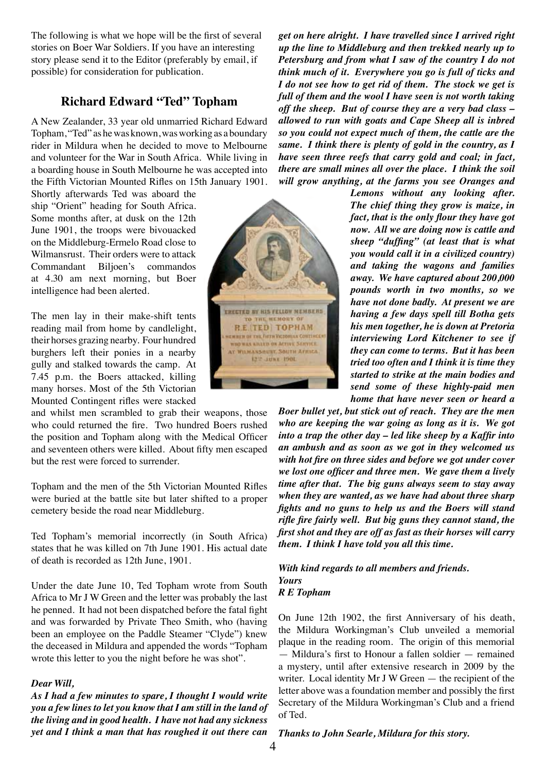The following is what we hope will be the first of several stories on Boer War Soldiers. If you have an interesting story please send it to the Editor (preferably by email, if possible) for consideration for publication.

## Richard Edward "Ted" Topham

A New Zealander, 33 year old unmarried Richard Edward Topham, "Ted" as he was known, was working as a boundary rider in Mildura when he decided to move to Melbourne and volunteer for the War in South Africa. While living in a boarding house in South Melbourne he was accepted into the Fifth Victorian Mounted Rifles on 15th January 1901.

Shortly afterwards Ted was aboard the ship "Orient" heading for South Africa. Some months after, at dusk on the 12th June 1901, the troops were bivouacked on the Middleburg-Ermelo Road close to Wilmansrust. Their orders were to attack Commandant Biljoen's commandos at 4.30 am next morning, but Boer intelligence had been alerted.

The men lay in their make-shift tents reading mail from home by candlelight, their horses grazing nearby. Four hundred burghers left their ponies in a nearby gully and stalked towards the camp. At 7.45 p.m. the Boers attacked, killing many horses. Most of the 5th Victorian Mounted Contingent rifles were stacked and whilst men scrambled to grab their weapons, those who could returned the fire. Two hundred Boers rushed the position and Topham along with the Medical Officer and seventeen others were killed. About fifty men escaped but the rest were forced to surrender.

Topham and the men of the 5th Victorian Mounted Rifles were buried at the battle site but later shifted to a proper cemetery beside the road near Middleburg.

Ted Topham's memorial incorrectly (in South Africa) states that he was killed on 7th June 1901. His actual date of death is recorded as 12th June, 1901.

Under the date June 10, Ted Topham wrote from South Africa to Mr J W Green and the letter was probably the last he penned. It had not been dispatched before the fatal fight and was forwarded by Private Theo Smith, who (having been an employee on the Paddle Steamer "Clyde") knew the deceased in Mildura and appended the words "Topham wrote this letter to you the night before he was shot".

***Dear Will,***

***As I had a few minutes to spare, I thought I would write you a few lines to let you know that I am still in the land of the living and in good health. I have not had any sickness yet and I think a man that has roughed it out there can get on here alright. I have travelled since I arrived right up the line to Middleburg and then trekked nearly up to Petersburg and from what I saw of the country I do not think much of it. Everywhere you go is full of ticks and I do not see how to get rid of them. The stock we get is full of them and the wool I have seen is not worth taking off the sheep. But of course they are a very bad class – allowed to run with goats and Cape Sheep all is inbred so you could not expect much of them, the cattle are the same. I think there is plenty of gold in the country, as I have seen three reefs that carry gold and coal; in fact, there are small mines all over the place. I think the soil will grow anything, at the farms you see Oranges and Lemons without any looking after. The chief thing they grow is maize, in fact, that is the only flour they have got now. All we are doing now is cattle and sheep "duffing" (at least that is what you would call it in a civilized country) and taking the wagons and families away. We have captured about 200,000 pounds worth in two months, so we have not done badly. At present we are having a few days spell till Botha gets his men together, he is down at Pretoria interviewing Lord Kitchener to see if they can come to terms. But it has been tried too often and I think it is time they started to strike at the main bodies and send some of these highly-paid men home that have never seen or heard a Boer bullet yet, but stick out of reach. They are the men who are keeping the war going as long as it is. We got into a trap the other day – led like sheep by a Kaffir into an ambush and as soon as we got in they welcomed us with hot fire on three sides and before we got under cover we lost one officer and three men. We gave them a lively time after that. The big guns always seem to stay away when they are wanted, as we have had about three sharp fights and no guns to help us and the Boers will stand rifle fire fairly well. But big guns they cannot stand, the first shot and they are off as fast as their horses will carry them. I think I have told you all this time.***

***With kind regards to all members and friends.***
***Yours***
***R E Topham***

On June 12th 1902, the first Anniversary of his death, the Mildura Workingman's Club unveiled a memorial plaque in the reading room. The origin of this memorial — Mildura's first to Honour a fallen soldier — remained a mystery, until after extensive research in 2009 by the writer. Local identity Mr J W Green — the recipient of the letter above was a foundation member and possibly the first Secretary of the Mildura Workingman's Club and a friend of Ted.

***Thanks to John Searle, Mildura for this story.***